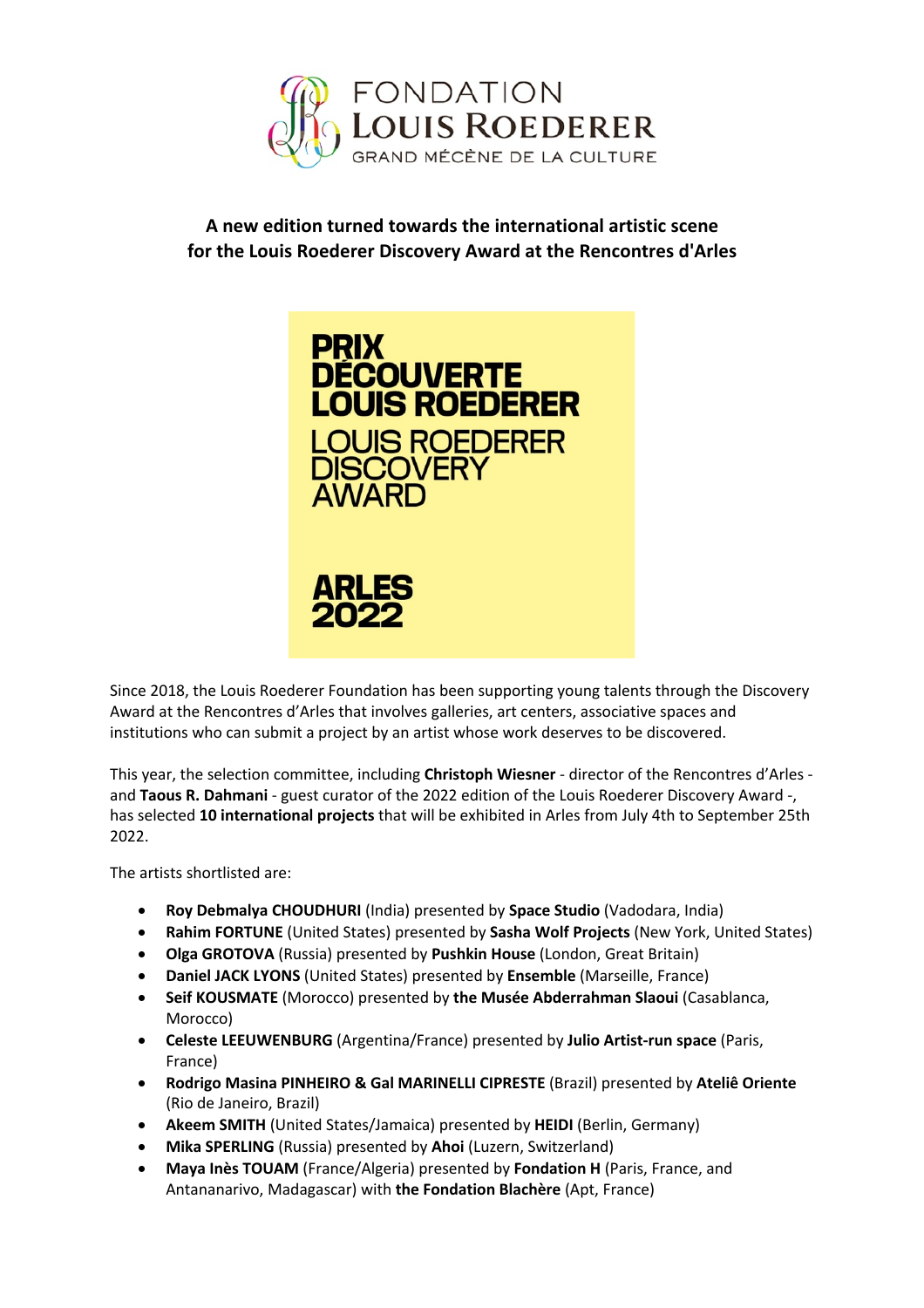FONDATION LOUIS ROEDERER

GRAND MÉCÈNE DE LA CULTURE

## A new edition turned towards the international artistic scene for the Louis Roederer Discovery Award at the Rencontres d'Arles

PRIX DÉCOUVERTE LOUIS ROEDERER

LOUIS ROEDERER DISCOVERY AWARD

ARLES 2022

Since 2018, the Louis Roederer Foundation has been supporting young talents through the Discovery Award at the Rencontres d'Arles that involves galleries, art centers, associative spaces and institutions who can submit a project by an artist whose work deserves to be discovered.

This year, the selection committee, including **Christoph Wiesner** - director of the Rencontres d'Arles - and **Taous R. Dahmani** - guest curator of the 2022 edition of the Louis Roederer Discovery Award -, has selected **10 international projects** that will be exhibited in Arles from July 4th to September 25th 2022.

The artists shortlisted are:

- **Roy Debmalya CHOUDHURI** (India) presented by **Space Studio** (Vadodara, India)
- **Rahim FORTUNE** (United States) presented by **Sasha Wolf Projects** (New York, United States)
- **Olga GROTOVA** (Russia) presented by **Pushkin House** (London, Great Britain)
- **Daniel JACK LYONS** (United States) presented by **Ensemble** (Marseille, France)
- **Seif KOUSMATE** (Morocco) presented by **the Musée Abderrahman Slaoui** (Casablanca, Morocco)
- **Celeste LEEUWENBURG** (Argentina/France) presented by **Julio Artist-run space** (Paris, France)
- **Rodrigo Masina PINHEIRO & Gal MARINELLI CIPRESTE** (Brazil) presented by **Ateliê Oriente** (Rio de Janeiro, Brazil)
- **Akeem SMITH** (United States/Jamaica) presented by **HEIDI** (Berlin, Germany)
- **Mika SPERLING** (Russia) presented by **Ahoi** (Luzern, Switzerland)
- **Maya Inès TOUAM** (France/Algeria) presented by **Fondation H** (Paris, France, and Antananarivo, Madagascar) with **the Fondation Blachère** (Apt, France)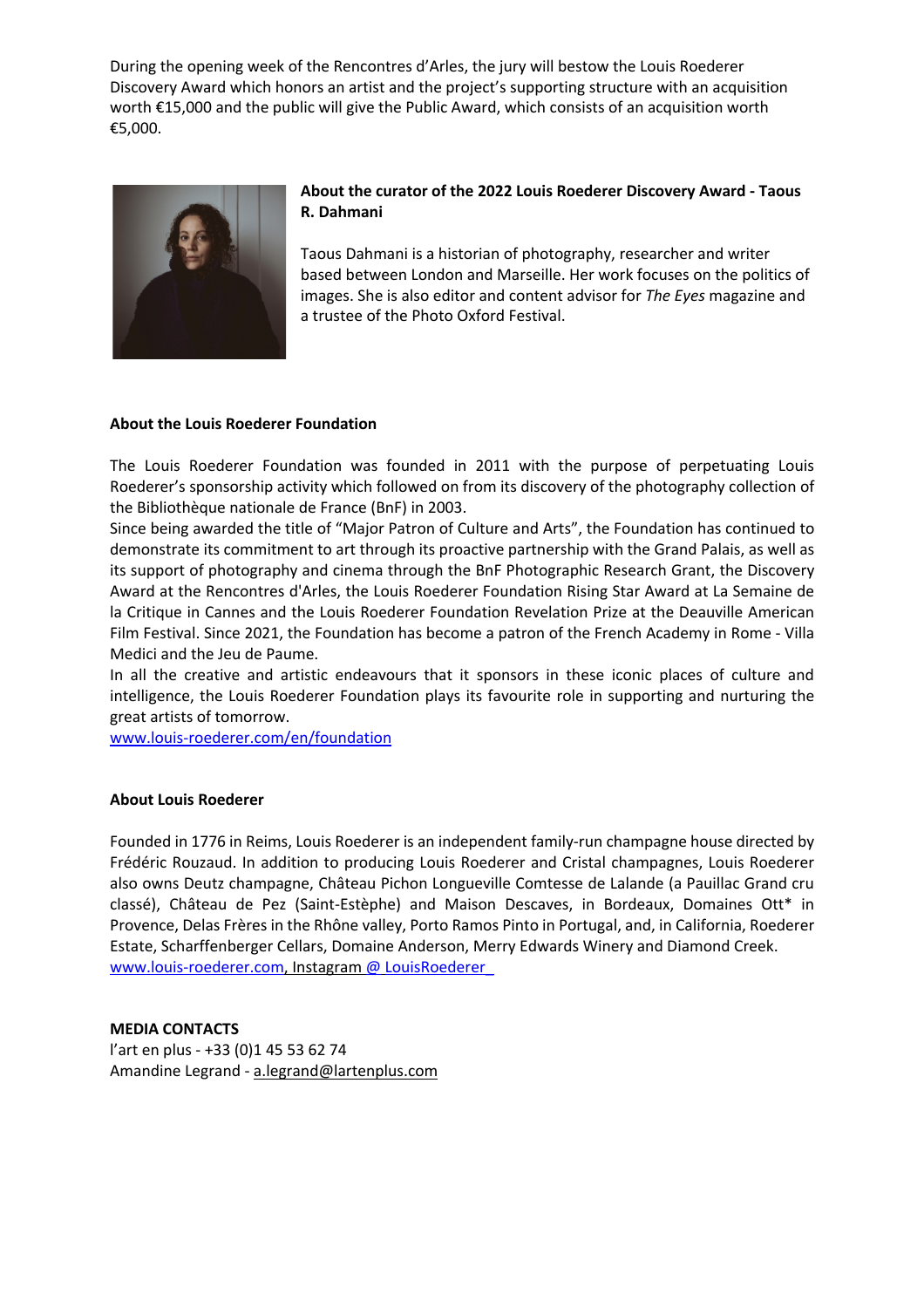During the opening week of the Rencontres d'Arles, the jury will bestow the Louis Roederer Discovery Award which honors an artist and the project's supporting structure with an acquisition worth €15,000 and the public will give the Public Award, which consists of an acquisition worth €5,000.

**About the curator of the 2022 Louis Roederer Discovery Award - Taous R. Dahmani**

Taous Dahmani is a historian of photography, researcher and writer based between London and Marseille. Her work focuses on the politics of images. She is also editor and content advisor for *The Eyes* magazine and a trustee of the Photo Oxford Festival.

**About the Louis Roederer Foundation**

The Louis Roederer Foundation was founded in 2011 with the purpose of perpetuating Louis Roederer's sponsorship activity which followed on from its discovery of the photography collection of the Bibliothèque nationale de France (BnF) in 2003.
Since being awarded the title of "Major Patron of Culture and Arts", the Foundation has continued to demonstrate its commitment to art through its proactive partnership with the Grand Palais, as well as its support of photography and cinema through the BnF Photographic Research Grant, the Discovery Award at the Rencontres d'Arles, the Louis Roederer Foundation Rising Star Award at La Semaine de la Critique in Cannes and the Louis Roederer Foundation Revelation Prize at the Deauville American Film Festival. Since 2021, the Foundation has become a patron of the French Academy in Rome - Villa Medici and the Jeu de Paume.
In all the creative and artistic endeavours that it sponsors in these iconic places of culture and intelligence, the Louis Roederer Foundation plays its favourite role in supporting and nurturing the great artists of tomorrow.
www.louis-roederer.com/en/foundation

**About Louis Roederer**

Founded in 1776 in Reims, Louis Roederer is an independent family-run champagne house directed by Frédéric Rouzaud. In addition to producing Louis Roederer and Cristal champagnes, Louis Roederer also owns Deutz champagne, Château Pichon Longueville Comtesse de Lalande (a Pauillac Grand cru classé), Château de Pez (Saint-Estèphe) and Maison Descaves, in Bordeaux, Domaines Ott* in Provence, Delas Frères in the Rhône valley, Porto Ramos Pinto in Portugal, and, in California, Roederer Estate, Scharffenberger Cellars, Domaine Anderson, Merry Edwards Winery and Diamond Creek.
www.louis-roederer.com, Instagram @ LouisRoederer_

**MEDIA CONTACTS**
l'art en plus - +33 (0)1 45 53 62 74
Amandine Legrand - a.legrand@lartenplus.com